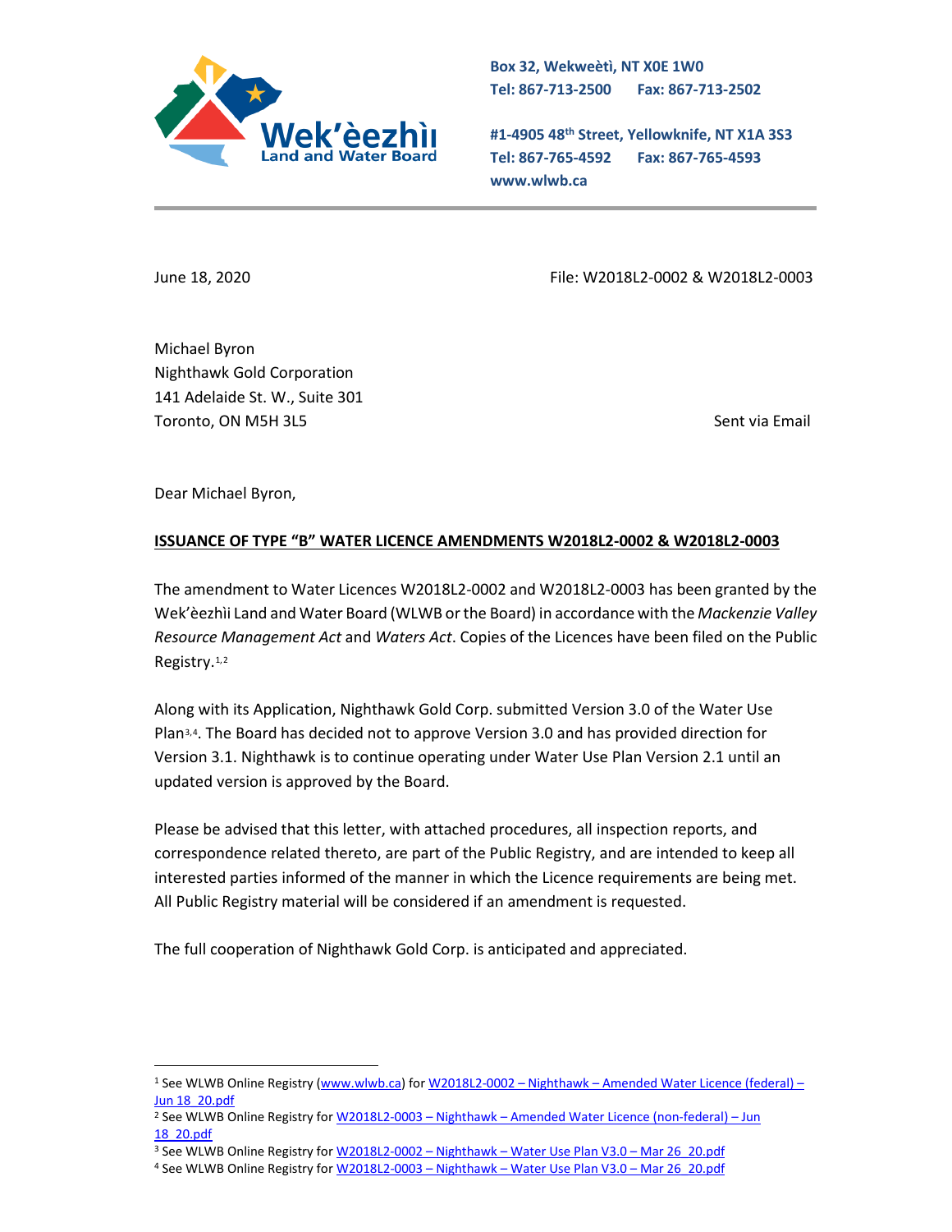Wek'èezhìı Land and Water Board

Box 32, Wekweètì, NT X0E 1W0
Tel: 867-713-2500 Fax: 867-713-2502

#1-4905 48th Street, Yellowknife, NT X1A 3S3
Tel: 867-765-4592 Fax: 867-765-4593
www.wlwb.ca

June 18, 2020

File: W2018L2-0002 & W2018L2-0003

Michael Byron
Nighthawk Gold Corporation
141 Adelaide St. W., Suite 301
Toronto, ON M5H 3L5

Sent via Email

Dear Michael Byron,

**ISSUANCE OF TYPE "B" WATER LICENCE AMENDMENTS W2018L2-0002 & W2018L2-0003**

The amendment to Water Licences W2018L2-0002 and W2018L2-0003 has been granted by the Wek'èezhìı Land and Water Board (WLWB or the Board) in accordance with the *Mackenzie Valley Resource Management Act* and *Waters Act*. Copies of the Licences have been filed on the Public Registry.[1,2]

Along with its Application, Nighthawk Gold Corp. submitted Version 3.0 of the Water Use Plan[3,4]. The Board has decided not to approve Version 3.0 and has provided direction for Version 3.1. Nighthawk is to continue operating under Water Use Plan Version 2.1 until an updated version is approved by the Board.

Please be advised that this letter, with attached procedures, all inspection reports, and correspondence related thereto, are part of the Public Registry, and are intended to keep all interested parties informed of the manner in which the Licence requirements are being met. All Public Registry material will be considered if an amendment is requested.

The full cooperation of Nighthawk Gold Corp. is anticipated and appreciated.

---

[1] See WLWB Online Registry (www.wlwb.ca) for W2018L2-0002 – Nighthawk – Amended Water Licence (federal) – Jun 18_20.pdf

[2] See WLWB Online Registry for W2018L2-0003 – Nighthawk – Amended Water Licence (non-federal) – Jun 18_20.pdf

[3] See WLWB Online Registry for W2018L2-0002 – Nighthawk – Water Use Plan V3.0 – Mar 26_20.pdf

[4] See WLWB Online Registry for W2018L2-0003 – Nighthawk – Water Use Plan V3.0 – Mar 26_20.pdf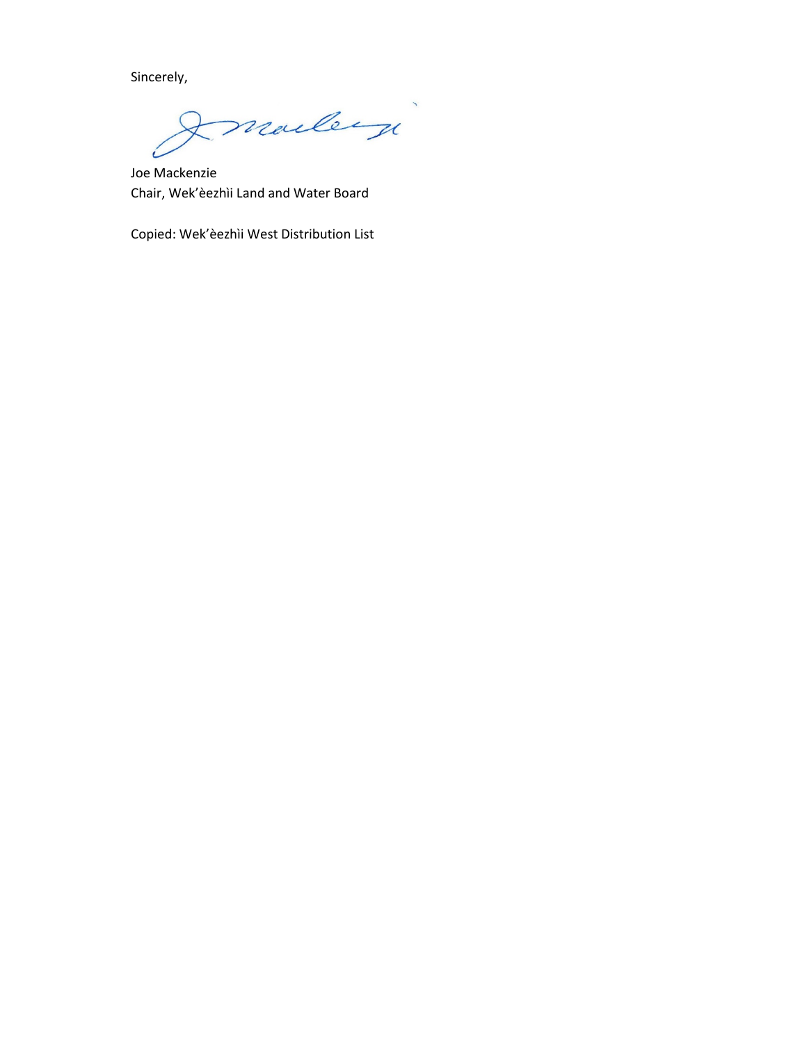Sincerely,

Joe Mackenzie
Chair, Wek'èezhìi Land and Water Board

Copied: Wek'èezhìi West Distribution List